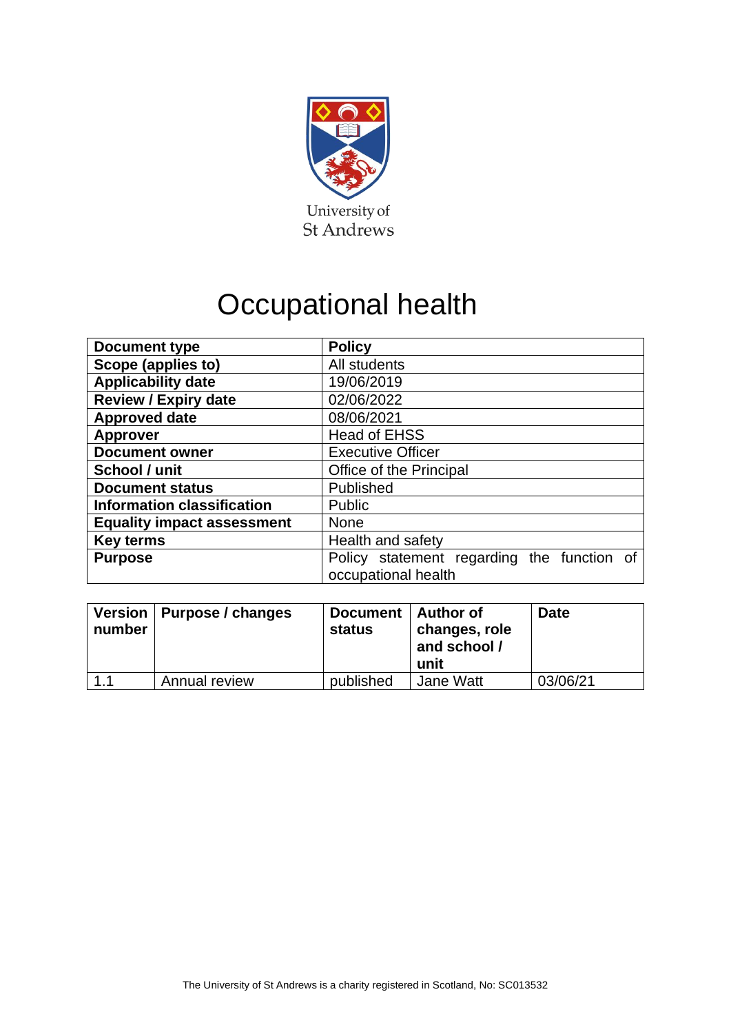University of St Andrews

# Occupational health

| Document type | Policy |
|---|---|
| Scope (applies to) | All students |
| Applicability date | 19/06/2019 |
| Review / Expiry date | 02/06/2022 |
| Approved date | 08/06/2021 |
| Approver | Head of EHSS |
| Document owner | Executive Officer |
| School / unit | Office of the Principal |
| Document status | Published |
| Information classification | Public |
| Equality impact assessment | None |
| Key terms | Health and safety |
| Purpose | Policy statement regarding the function of occupational health |

| Version number | Purpose / changes | Document status | Author of changes, role and school / unit | Date |
|---|---|---|---|---|
| 1.1 | Annual review | published | Jane Watt | 03/06/21 |

The University of St Andrews is a charity registered in Scotland, No: SC013532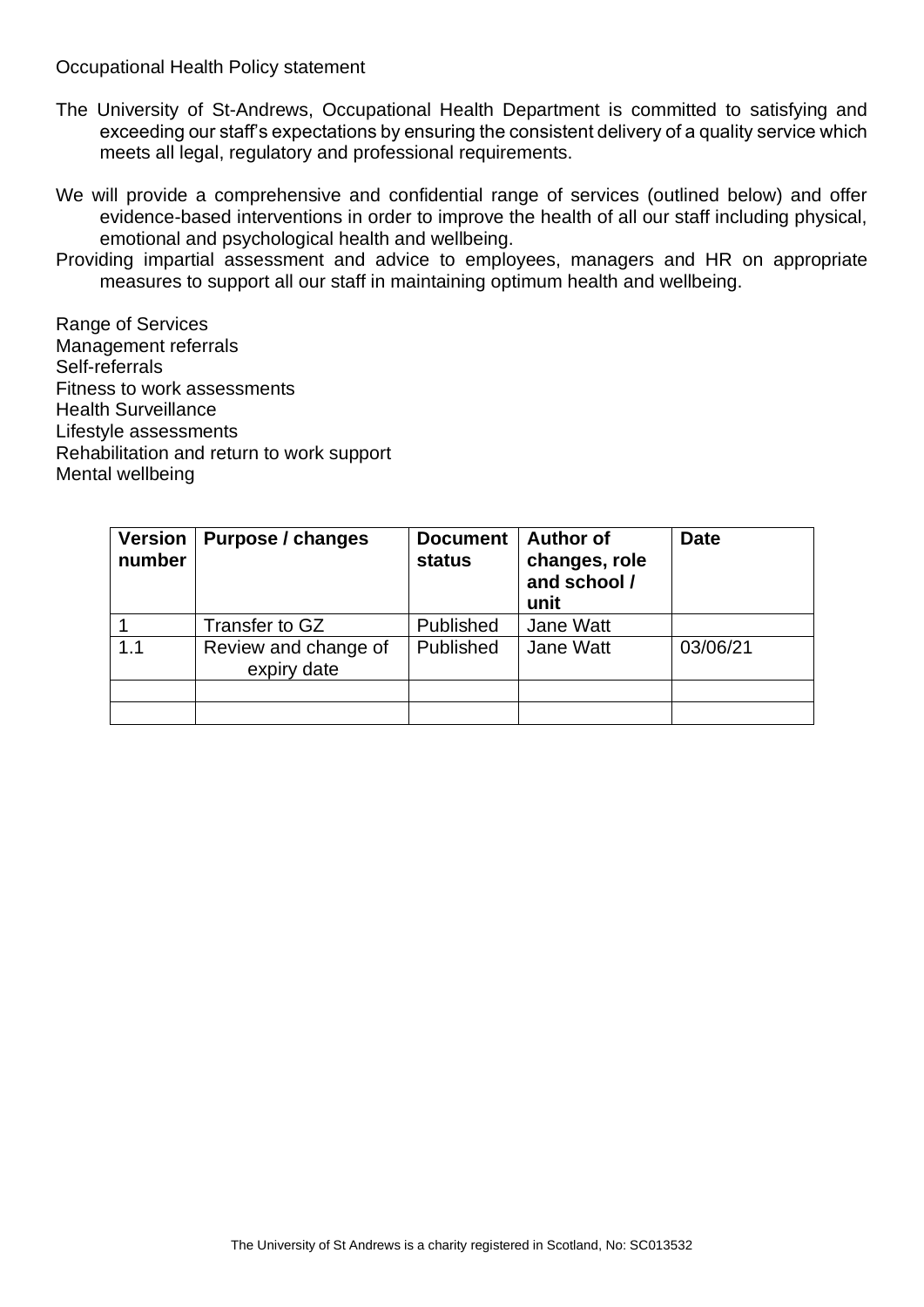Occupational Health Policy statement

The University of St-Andrews, Occupational Health Department is committed to satisfying and exceeding our staff's expectations by ensuring the consistent delivery of a quality service which meets all legal, regulatory and professional requirements.

We will provide a comprehensive and confidential range of services (outlined below) and offer evidence-based interventions in order to improve the health of all our staff including physical, emotional and psychological health and wellbeing.

Providing impartial assessment and advice to employees, managers and HR on appropriate measures to support all our staff in maintaining optimum health and wellbeing.

Range of Services
Management referrals
Self-referrals
Fitness to work assessments
Health Surveillance
Lifestyle assessments
Rehabilitation and return to work support
Mental wellbeing

| Version number | Purpose / changes | Document status | Author of changes, role and school / unit | Date |
|---|---|---|---|---|
| 1 | Transfer to GZ | Published | Jane Watt | |
| 1.1 | Review and change of expiry date | Published | Jane Watt | 03/06/21 |
| | | | | |
| | | | | |

The University of St Andrews is a charity registered in Scotland, No: SC013532